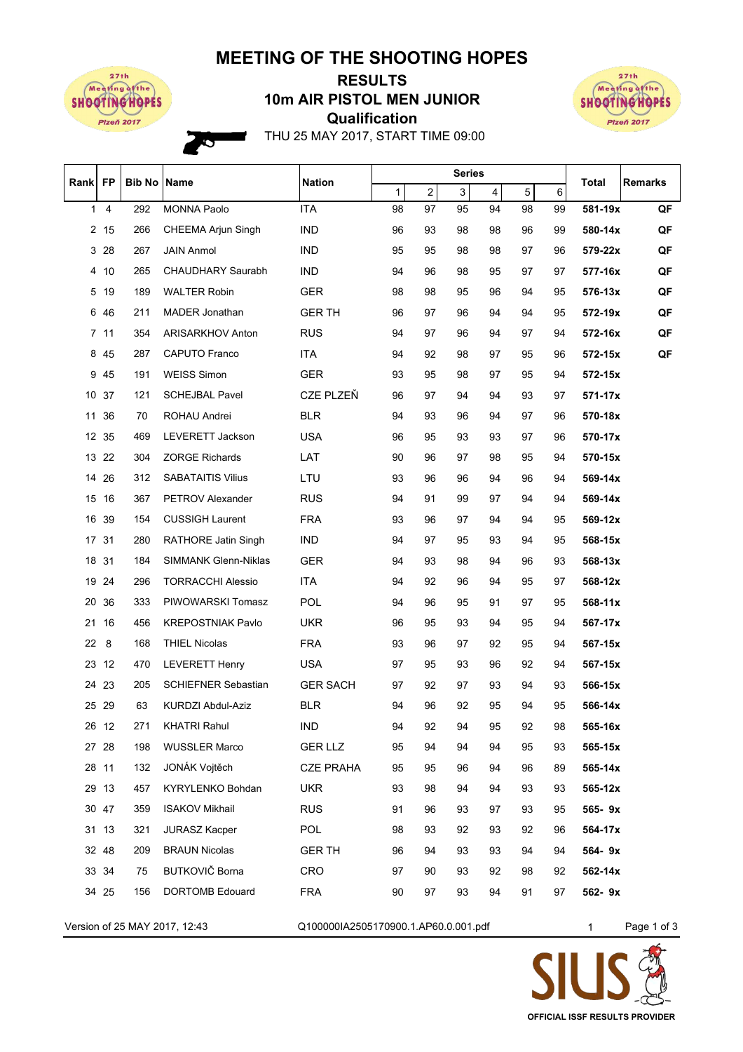# MEETING OF THE SHOOTING HOPES

## RESULTS
## 10m AIR PISTOL MEN JUNIOR
## Qualification

THU 25 MAY 2017, START TIME 09:00

| Rank | FP | Bib No | Name | Nation | Series 1 | 2 | 3 | 4 | 5 | 6 | Total | Remarks |
|---|---|---|---|---|---|---|---|---|---|---|---|---|
| 1 | 4 | 292 | MONNA Paolo | ITA | 98 | 97 | 95 | 94 | 98 | 99 | **581-19x** | **QF** |
| 2 | 15 | 266 | CHEEMA Arjun Singh | IND | 96 | 93 | 98 | 98 | 96 | 99 | **580-14x** | **QF** |
| 3 | 28 | 267 | JAIN Anmol | IND | 95 | 95 | 98 | 98 | 97 | 96 | **579-22x** | **QF** |
| 4 | 10 | 265 | CHAUDHARY Saurabh | IND | 94 | 96 | 98 | 95 | 97 | 97 | **577-16x** | **QF** |
| 5 | 19 | 189 | WALTER Robin | GER | 98 | 98 | 95 | 96 | 94 | 95 | **576-13x** | **QF** |
| 6 | 46 | 211 | MADER Jonathan | GER TH | 96 | 97 | 96 | 94 | 94 | 95 | **572-19x** | **QF** |
| 7 | 11 | 354 | ARISARKHOV Anton | RUS | 94 | 97 | 96 | 94 | 97 | 94 | **572-16x** | **QF** |
| 8 | 45 | 287 | CAPUTO Franco | ITA | 94 | 92 | 98 | 97 | 95 | 96 | **572-15x** | **QF** |
| 9 | 45 | 191 | WEISS Simon | GER | 93 | 95 | 98 | 97 | 95 | 94 | **572-15x** | |
| 10 | 37 | 121 | SCHEJBAL Pavel | CZE PLZEŇ | 96 | 97 | 94 | 94 | 93 | 97 | **571-17x** | |
| 11 | 36 | 70 | ROHAU Andrei | BLR | 94 | 93 | 96 | 94 | 97 | 96 | **570-18x** | |
| 12 | 35 | 469 | LEVERETT Jackson | USA | 96 | 95 | 93 | 93 | 97 | 96 | **570-17x** | |
| 13 | 22 | 304 | ZORGE Richards | LAT | 90 | 96 | 97 | 98 | 95 | 94 | **570-15x** | |
| 14 | 26 | 312 | SABATAITIS Vilius | LTU | 93 | 96 | 96 | 94 | 96 | 94 | **569-14x** | |
| 15 | 16 | 367 | PETROV Alexander | RUS | 94 | 91 | 99 | 97 | 94 | 94 | **569-14x** | |
| 16 | 39 | 154 | CUSSIGH Laurent | FRA | 93 | 96 | 97 | 94 | 94 | 95 | **569-12x** | |
| 17 | 31 | 280 | RATHORE Jatin Singh | IND | 94 | 97 | 95 | 93 | 94 | 95 | **568-15x** | |
| 18 | 31 | 184 | SIMMANK Glenn-Niklas | GER | 94 | 93 | 98 | 94 | 96 | 93 | **568-13x** | |
| 19 | 24 | 296 | TORRACCHI Alessio | ITA | 94 | 92 | 96 | 94 | 95 | 97 | **568-12x** | |
| 20 | 36 | 333 | PIWOWARSKI Tomasz | POL | 94 | 96 | 95 | 91 | 97 | 95 | **568-11x** | |
| 21 | 16 | 456 | KREPOSTNIAK Pavlo | UKR | 96 | 95 | 93 | 94 | 95 | 94 | **567-17x** | |
| 22 | 8 | 168 | THIEL Nicolas | FRA | 93 | 96 | 97 | 92 | 95 | 94 | **567-15x** | |
| 23 | 12 | 470 | LEVERETT Henry | USA | 97 | 95 | 93 | 96 | 92 | 94 | **567-15x** | |
| 24 | 23 | 205 | SCHIEFNER Sebastian | GER SACH | 97 | 92 | 97 | 93 | 94 | 93 | **566-15x** | |
| 25 | 29 | 63 | KURDZI Abdul-Aziz | BLR | 94 | 96 | 92 | 95 | 94 | 95 | **566-14x** | |
| 26 | 12 | 271 | KHATRI Rahul | IND | 94 | 92 | 94 | 95 | 92 | 98 | **565-16x** | |
| 27 | 28 | 198 | WUSSLER Marco | GER LLZ | 95 | 94 | 94 | 94 | 95 | 93 | **565-15x** | |
| 28 | 11 | 132 | JONÁK Vojtěch | CZE PRAHA | 95 | 95 | 96 | 94 | 96 | 89 | **565-14x** | |
| 29 | 13 | 457 | KYRYLENKO Bohdan | UKR | 93 | 98 | 94 | 94 | 93 | 93 | **565-12x** | |
| 30 | 47 | 359 | ISAKOV Mikhail | RUS | 91 | 96 | 93 | 97 | 93 | 95 | **565- 9x** | |
| 31 | 13 | 321 | JURASZ Kacper | POL | 98 | 93 | 92 | 93 | 92 | 96 | **564-17x** | |
| 32 | 48 | 209 | BRAUN Nicolas | GER TH | 96 | 94 | 93 | 93 | 94 | 94 | **564- 9x** | |
| 33 | 34 | 75 | BUTKOVIČ Borna | CRO | 97 | 90 | 93 | 92 | 98 | 92 | **562-14x** | |
| 34 | 25 | 156 | DORTOMB Edouard | FRA | 90 | 97 | 93 | 94 | 91 | 97 | **562- 9x** | |

Version of 25 MAY 2017, 12:43 Q100000IA2505170900.1.AP60.0.001.pdf

OFFICIAL ISSF RESULTS PROVIDER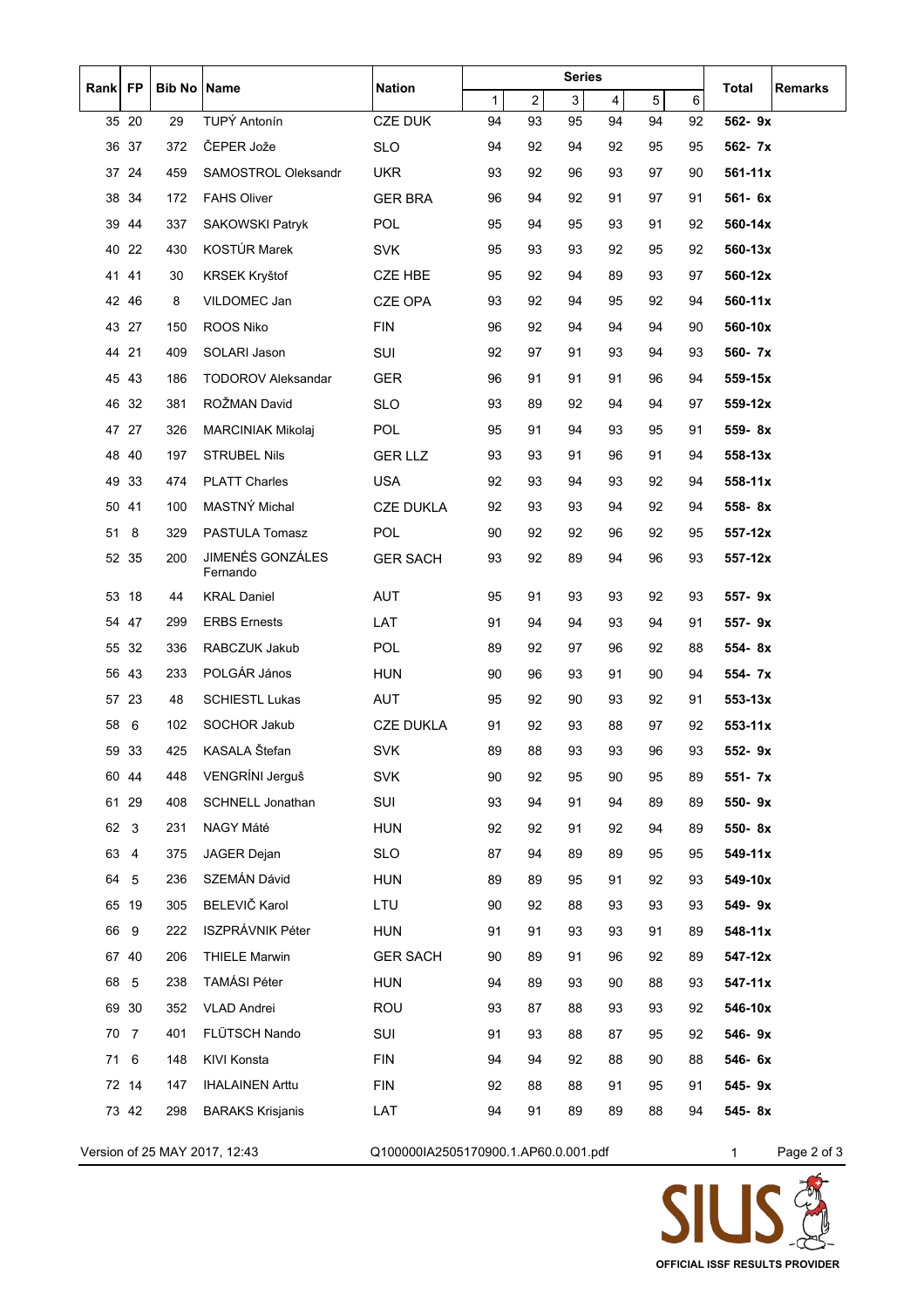| Rank | FP | Bib No | Name | Nation | Series | | | | | | Total | Remarks |
|---|---|---|---|---|---|---|---|---|---|---|---|---|
| | | | | | 1 | 2 | 3 | 4 | 5 | 6 | | |
| 35 | 20 | 29 | TUPÝ Antonín | CZE DUK | 94 | 93 | 95 | 94 | 94 | 92 | **562- 9x** | |
| 36 | 37 | 372 | ČEPER Jože | SLO | 94 | 92 | 94 | 92 | 95 | 95 | **562- 7x** | |
| 37 | 24 | 459 | SAMOSTROL Oleksandr | UKR | 93 | 92 | 96 | 93 | 97 | 90 | **561-11x** | |
| 38 | 34 | 172 | FAHS Oliver | GER BRA | 96 | 94 | 92 | 91 | 97 | 91 | **561- 6x** | |
| 39 | 44 | 337 | SAKOWSKI Patryk | POL | 95 | 94 | 95 | 93 | 91 | 92 | **560-14x** | |
| 40 | 22 | 430 | KOSTÚR Marek | SVK | 95 | 93 | 93 | 92 | 95 | 92 | **560-13x** | |
| 41 | 41 | 30 | KRSEK Kryštof | CZE HBE | 95 | 92 | 94 | 89 | 93 | 97 | **560-12x** | |
| 42 | 46 | 8 | VILDOMEC Jan | CZE OPA | 93 | 92 | 94 | 95 | 92 | 94 | **560-11x** | |
| 43 | 27 | 150 | ROOS Niko | FIN | 96 | 92 | 94 | 94 | 94 | 90 | **560-10x** | |
| 44 | 21 | 409 | SOLARI Jason | SUI | 92 | 97 | 91 | 93 | 94 | 93 | **560- 7x** | |
| 45 | 43 | 186 | TODOROV Aleksandar | GER | 96 | 91 | 91 | 91 | 96 | 94 | **559-15x** | |
| 46 | 32 | 381 | ROŽMAN David | SLO | 93 | 89 | 92 | 94 | 94 | 97 | **559-12x** | |
| 47 | 27 | 326 | MARCINIAK Mikolaj | POL | 95 | 91 | 94 | 93 | 95 | 91 | **559- 8x** | |
| 48 | 40 | 197 | STRUBEL Nils | GER LLZ | 93 | 93 | 91 | 96 | 91 | 94 | **558-13x** | |
| 49 | 33 | 474 | PLATT Charles | USA | 92 | 93 | 94 | 93 | 92 | 94 | **558-11x** | |
| 50 | 41 | 100 | MASTNÝ Michal | CZE DUKLA | 92 | 93 | 93 | 94 | 92 | 94 | **558- 8x** | |
| 51 | 8 | 329 | PASTULA Tomasz | POL | 90 | 92 | 92 | 96 | 92 | 95 | **557-12x** | |
| 52 | 35 | 200 | JIMENÉS GONZÁLES Fernando | GER SACH | 93 | 92 | 89 | 94 | 96 | 93 | **557-12x** | |
| 53 | 18 | 44 | KRAL Daniel | AUT | 95 | 91 | 93 | 93 | 92 | 93 | **557- 9x** | |
| 54 | 47 | 299 | ERBS Ernests | LAT | 91 | 94 | 94 | 93 | 94 | 91 | **557- 9x** | |
| 55 | 32 | 336 | RABCZUK Jakub | POL | 89 | 92 | 97 | 96 | 92 | 88 | **554- 8x** | |
| 56 | 43 | 233 | POLGÁR János | HUN | 90 | 96 | 93 | 91 | 90 | 94 | **554- 7x** | |
| 57 | 23 | 48 | SCHIESTL Lukas | AUT | 95 | 92 | 90 | 93 | 92 | 91 | **553-13x** | |
| 58 | 6 | 102 | SOCHOR Jakub | CZE DUKLA | 91 | 92 | 93 | 88 | 97 | 92 | **553-11x** | |
| 59 | 33 | 425 | KASALA Štefan | SVK | 89 | 88 | 93 | 93 | 96 | 93 | **552- 9x** | |
| 60 | 44 | 448 | VENGRÍNI Jerguš | SVK | 90 | 92 | 95 | 90 | 95 | 89 | **551- 7x** | |
| 61 | 29 | 408 | SCHNELL Jonathan | SUI | 93 | 94 | 91 | 94 | 89 | 89 | **550- 9x** | |
| 62 | 3 | 231 | NAGY Máté | HUN | 92 | 92 | 91 | 92 | 94 | 89 | **550- 8x** | |
| 63 | 4 | 375 | JAGER Dejan | SLO | 87 | 94 | 89 | 89 | 95 | 95 | **549-11x** | |
| 64 | 5 | 236 | SZEMÁN Dávid | HUN | 89 | 89 | 95 | 91 | 92 | 93 | **549-10x** | |
| 65 | 19 | 305 | BELEVIČ Karol | LTU | 90 | 92 | 88 | 93 | 93 | 93 | **549- 9x** | |
| 66 | 9 | 222 | ISZPRÁVNIK Péter | HUN | 91 | 91 | 93 | 93 | 91 | 89 | **548-11x** | |
| 67 | 40 | 206 | THIELE Marwin | GER SACH | 90 | 89 | 91 | 96 | 92 | 89 | **547-12x** | |
| 68 | 5 | 238 | TAMÁSI Péter | HUN | 94 | 89 | 93 | 90 | 88 | 93 | **547-11x** | |
| 69 | 30 | 352 | VLAD Andrei | ROU | 93 | 87 | 88 | 93 | 93 | 92 | **546-10x** | |
| 70 | 7 | 401 | FLÜTSCH Nando | SUI | 91 | 93 | 88 | 87 | 95 | 92 | **546- 9x** | |
| 71 | 6 | 148 | KIVI Konsta | FIN | 94 | 94 | 92 | 88 | 90 | 88 | **546- 6x** | |
| 72 | 14 | 147 | IHALAINEN Arttu | FIN | 92 | 88 | 88 | 91 | 95 | 91 | **545- 9x** | |
| 73 | 42 | 298 | BARAKS Krisjanis | LAT | 94 | 91 | 89 | 89 | 88 | 94 | **545- 8x** | |

Version of 25 MAY 2017, 12:43 Q100000IA2505170900.1.AP60.0.001.pdf 1

OFFICIAL ISSF RESULTS PROVIDER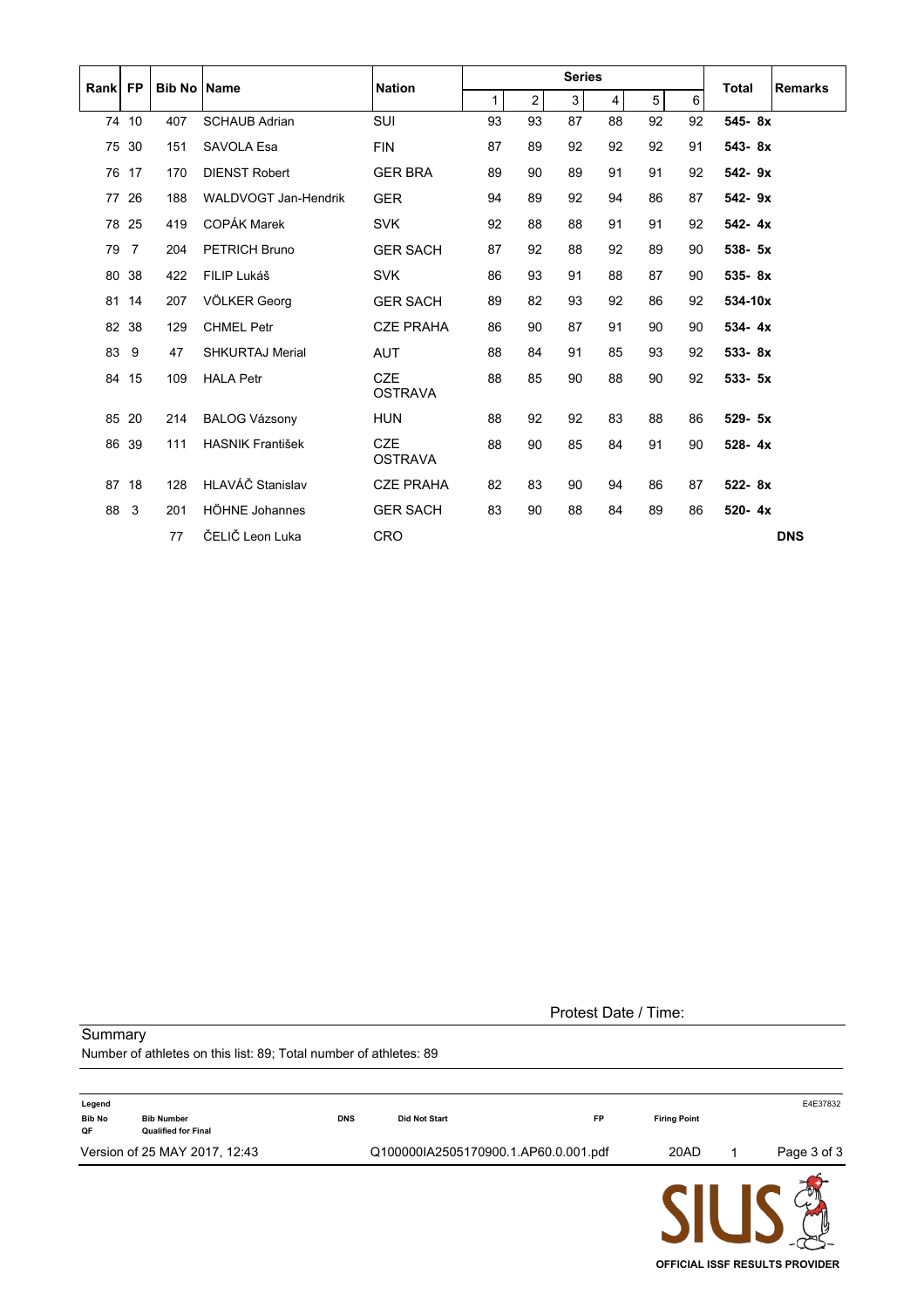| Rank | FP | Bib No | Name | Nation | Series | | | | | | Total | Remarks |
|---|---|---|---|---|---|---|---|---|---|---|---|---|
| | | | | | 1 | 2 | 3 | 4 | 5 | 6 | | |
| 74 | 10 | 407 | SCHAUB Adrian | SUI | 93 | 93 | 87 | 88 | 92 | 92 | **545- 8x** | |
| 75 | 30 | 151 | SAVOLA Esa | FIN | 87 | 89 | 92 | 92 | 92 | 91 | **543- 8x** | |
| 76 | 17 | 170 | DIENST Robert | GER BRA | 89 | 90 | 89 | 91 | 91 | 92 | **542- 9x** | |
| 77 | 26 | 188 | WALDVOGT Jan-Hendrik | GER | 94 | 89 | 92 | 94 | 86 | 87 | **542- 9x** | |
| 78 | 25 | 419 | COPÁK Marek | SVK | 92 | 88 | 88 | 91 | 91 | 92 | **542- 4x** | |
| 79 | 7 | 204 | PETRICH Bruno | GER SACH | 87 | 92 | 88 | 92 | 89 | 90 | **538- 5x** | |
| 80 | 38 | 422 | FILIP Lukáš | SVK | 86 | 93 | 91 | 88 | 87 | 90 | **535- 8x** | |
| 81 | 14 | 207 | VÖLKER Georg | GER SACH | 89 | 82 | 93 | 92 | 86 | 92 | **534-10x** | |
| 82 | 38 | 129 | CHMEL Petr | CZE PRAHA | 86 | 90 | 87 | 91 | 90 | 90 | **534- 4x** | |
| 83 | 9 | 47 | SHKURTAJ Merial | AUT | 88 | 84 | 91 | 85 | 93 | 92 | **533- 8x** | |
| 84 | 15 | 109 | HALA Petr | CZE OSTRAVA | 88 | 85 | 90 | 88 | 90 | 92 | **533- 5x** | |
| 85 | 20 | 214 | BALOG Vázsony | HUN | 88 | 92 | 92 | 83 | 88 | 86 | **529- 5x** | |
| 86 | 39 | 111 | HASNIK František | CZE OSTRAVA | 88 | 90 | 85 | 84 | 91 | 90 | **528- 4x** | |
| 87 | 18 | 128 | HLAVÁČ Stanislav | CZE PRAHA | 82 | 83 | 90 | 94 | 86 | 87 | **522- 8x** | |
| 88 | 3 | 201 | HÖHNE Johannes | GER SACH | 83 | 90 | 88 | 84 | 89 | 86 | **520- 4x** | |
| | | 77 | ČELIČ Leon Luka | CRO | | | | | | | | **DNS** |

Protest Date / Time:

Summary

Number of athletes on this list: 89; Total number of athletes: 89

**Legend**

| | | | | | |
|---|---|---|---|---|---|
| **Bib No** | **Bib Number** | **DNS** | **Did Not Start** | **FP** | **Firing Point** |
| **QF** | **Qualified for Final** | | | | |

E4E37832

Version of 25 MAY 2017, 12:43 — Q100000IA2505170900.1.AP60.0.001.pdf — 20AD — 1

SIUS — OFFICIAL ISSF RESULTS PROVIDER